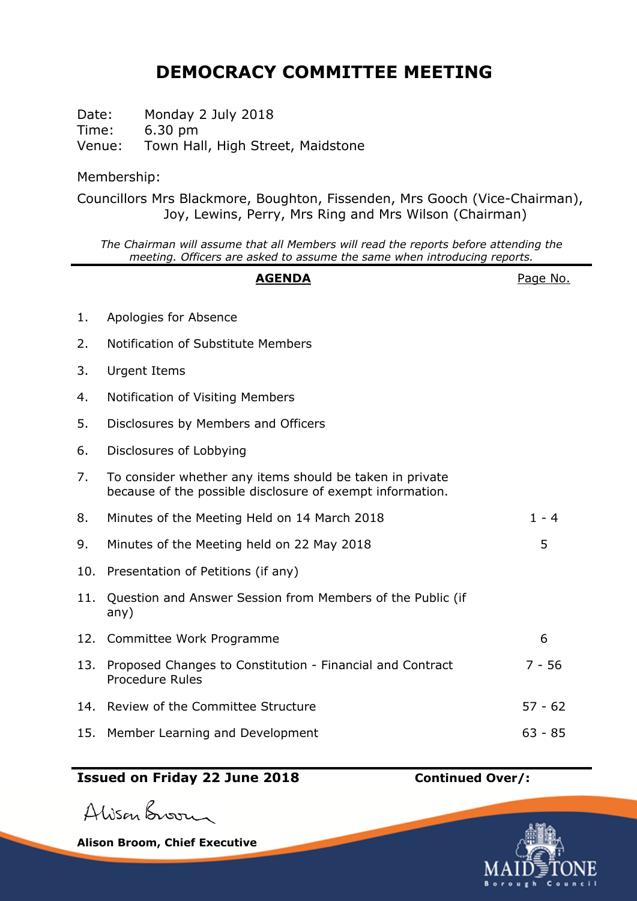# DEMOCRACY COMMITTEE MEETING

Date: Monday 2 July 2018
Time: 6.30 pm
Venue: Town Hall, High Street, Maidstone

Membership:

Councillors Mrs Blackmore, Boughton, Fissenden, Mrs Gooch (Vice-Chairman), Joy, Lewins, Perry, Mrs Ring and Mrs Wilson (Chairman)

*The Chairman will assume that all Members will read the reports before attending the meeting. Officers are asked to assume the same when introducing reports.*

| | **AGENDA** | Page No. |
|---|---|---|
| 1. | Apologies for Absence | |
| 2. | Notification of Substitute Members | |
| 3. | Urgent Items | |
| 4. | Notification of Visiting Members | |
| 5. | Disclosures by Members and Officers | |
| 6. | Disclosures of Lobbying | |
| 7. | To consider whether any items should be taken in private because of the possible disclosure of exempt information. | |
| 8. | Minutes of the Meeting Held on 14 March 2018 | 1 - 4 |
| 9. | Minutes of the Meeting held on 22 May 2018 | 5 |
| 10. | Presentation of Petitions (if any) | |
| 11. | Question and Answer Session from Members of the Public (if any) | |
| 12. | Committee Work Programme | 6 |
| 13. | Proposed Changes to Constitution - Financial and Contract Procedure Rules | 7 - 56 |
| 14. | Review of the Committee Structure | 57 - 62 |
| 15. | Member Learning and Development | 63 - 85 |

**Issued on Friday 22 June 2018** **Continued Over/:**

Alison Broom

**Alison Broom, Chief Executive**

MAIDSTONE Borough Council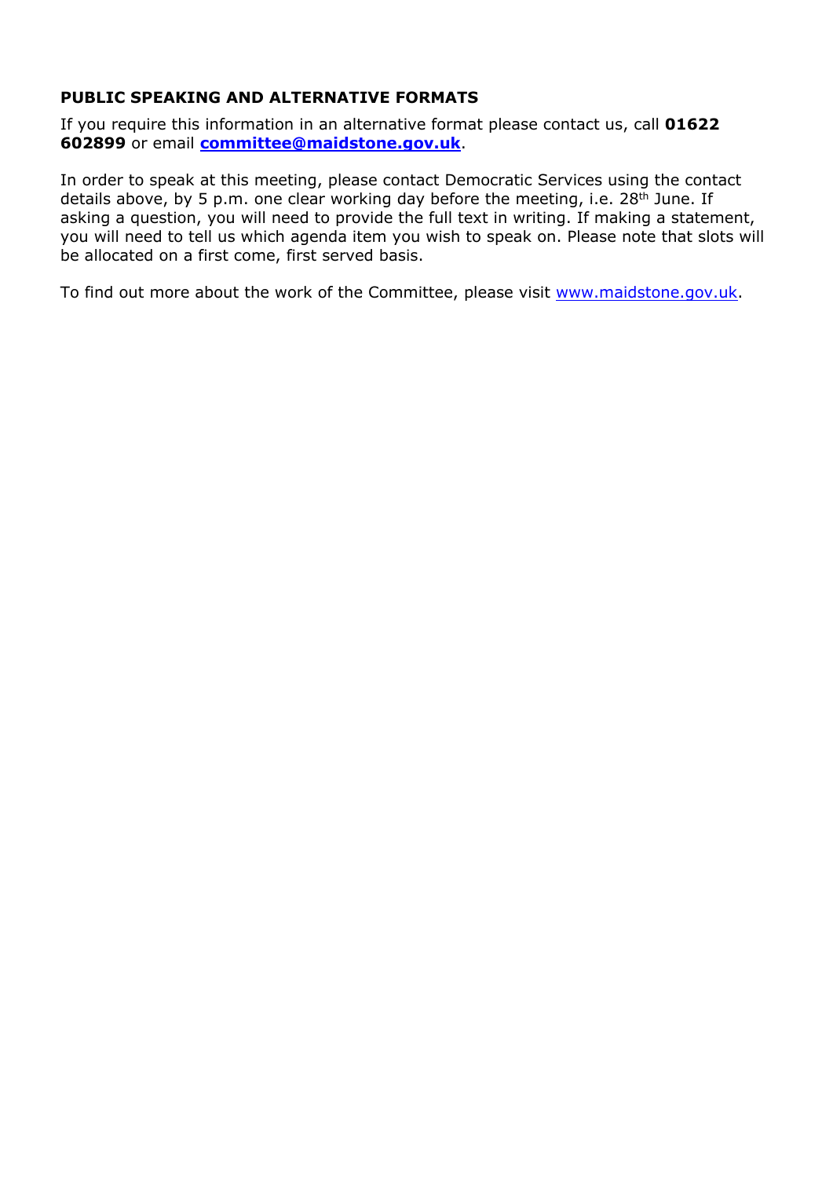**PUBLIC SPEAKING AND ALTERNATIVE FORMATS**

If you require this information in an alternative format please contact us, call **01622 602899** or email **committee@maidstone.gov.uk**.

In order to speak at this meeting, please contact Democratic Services using the contact details above, by 5 p.m. one clear working day before the meeting, i.e. 28th June. If asking a question, you will need to provide the full text in writing. If making a statement, you will need to tell us which agenda item you wish to speak on. Please note that slots will be allocated on a first come, first served basis.

To find out more about the work of the Committee, please visit www.maidstone.gov.uk.